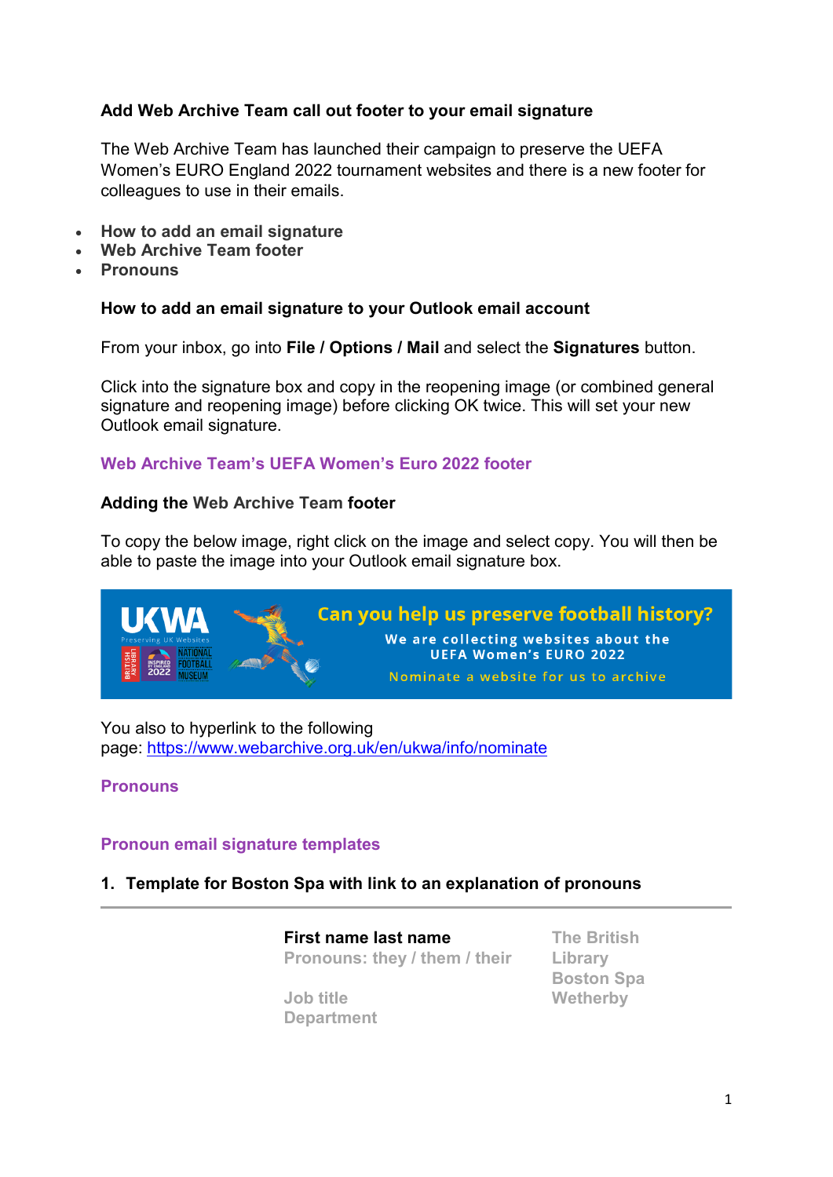## Add Web Archive Team call out footer to your email signature

The Web Archive Team has launched their campaign to preserve the UEFA Women's EURO England 2022 tournament websites and there is a new footer for colleagues to use in their emails.

- **How to add an email signature**
- **Web Archive Team footer**
- **Pronouns**

### How to add an email signature to your Outlook email account

From your inbox, go into **File / Options / Mail** and select the **Signatures** button.

Click into the signature box and copy in the reopening image (or combined general signature and reopening image) before clicking OK twice. This will set your new Outlook email signature.

### Web Archive Team's UEFA Women's Euro 2022 footer

### Adding the Web Archive Team footer

To copy the below image, right click on the image and select copy. You will then be able to paste the image into your Outlook email signature box.

You also to hyperlink to the following page: https://www.webarchive.org.uk/en/ukwa/info/nominate

### Pronouns

### Pronoun email signature templates

#### 1. Template for Boston Spa with link to an explanation of pronouns

---

**First name last name**
Pronouns: they / them / their

Job title
Department

The British Library
Boston Spa
Wetherby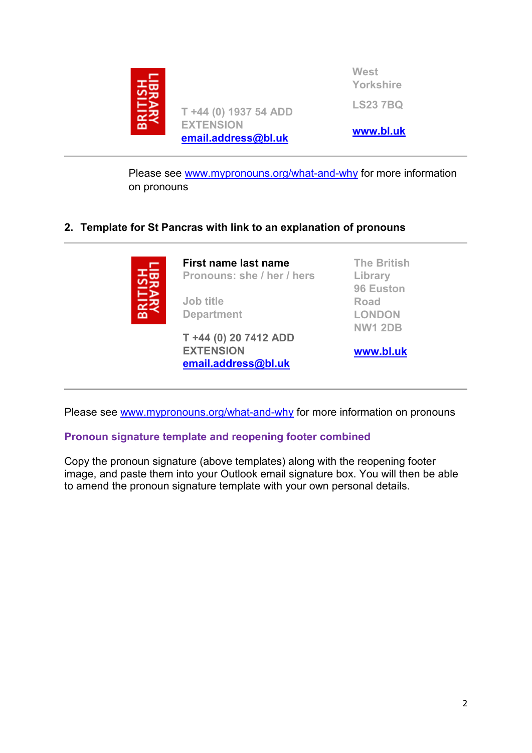BRITISH LIBRARY

T +44 (0) 1937 54 ADD EXTENSION
email.address@bl.uk

West Yorkshire

LS23 7BQ

www.bl.uk

---

Please see www.mypronouns.org/what-and-why for more information on pronouns

## 2. Template for St Pancras with link to an explanation of pronouns

---

BRITISH LIBRARY

**First name last name**
Pronouns: she / her / hers

Job title
Department

T +44 (0) 20 7412 ADD EXTENSION
email.address@bl.uk

The British Library
96 Euston Road
LONDON
NW1 2DB

www.bl.uk

---

Please see www.mypronouns.org/what-and-why for more information on pronouns

### Pronoun signature template and reopening footer combined

Copy the pronoun signature (above templates) along with the reopening footer image, and paste them into your Outlook email signature box. You will then be able to amend the pronoun signature template with your own personal details.